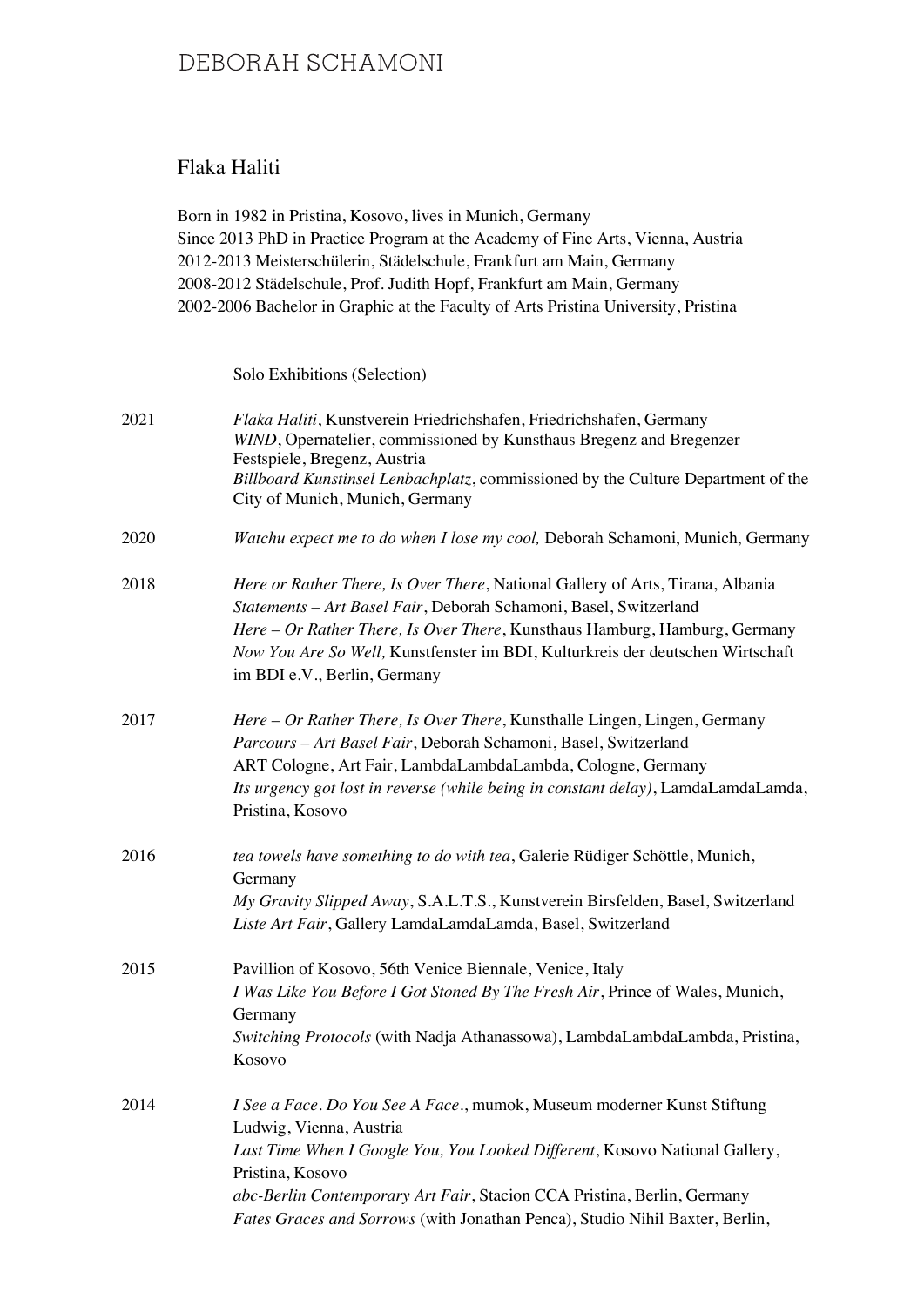# DEBORAH SCHAMONI

## Flaka Haliti

Born in 1982 in Pristina, Kosovo, lives in Munich, Germany
Since 2013 PhD in Practice Program at the Academy of Fine Arts, Vienna, Austria
2012-2013 Meisterschülerin, Städelschule, Frankfurt am Main, Germany
2008-2012 Städelschule, Prof. Judith Hopf, Frankfurt am Main, Germany
2002-2006 Bachelor in Graphic at the Faculty of Arts Pristina University, Pristina

### Solo Exhibitions (Selection)

**2021**
*Flaka Haliti*, Kunstverein Friedrichshafen, Friedrichshafen, Germany
*WIND*, Opernatelier, commissioned by Kunsthaus Bregenz and Bregenzer Festspiele, Bregenz, Austria
*Billboard Kunstinsel Lenbachplatz*, commissioned by the Culture Department of the City of Munich, Munich, Germany

**2020**
*Watchu expect me to do when I lose my cool,* Deborah Schamoni, Munich, Germany

**2018**
*Here or Rather There, Is Over There*, National Gallery of Arts, Tirana, Albania
*Statements – Art Basel Fair*, Deborah Schamoni, Basel, Switzerland
*Here – Or Rather There, Is Over There*, Kunsthaus Hamburg, Hamburg, Germany
*Now You Are So Well,* Kunstfenster im BDI, Kulturkreis der deutschen Wirtschaft im BDI e.V., Berlin, Germany

**2017**
*Here – Or Rather There, Is Over There*, Kunsthalle Lingen, Lingen, Germany
*Parcours – Art Basel Fair*, Deborah Schamoni, Basel, Switzerland
ART Cologne, Art Fair, LambdaLambdaLambda, Cologne, Germany
*Its urgency got lost in reverse (while being in constant delay)*, LamdaLamdaLamda, Pristina, Kosovo

**2016**
*tea towels have something to do with tea*, Galerie Rüdiger Schöttle, Munich, Germany
*My Gravity Slipped Away*, S.A.L.T.S., Kunstverein Birsfelden, Basel, Switzerland
*Liste Art Fair*, Gallery LamdaLamdaLamda, Basel, Switzerland

**2015**
Pavillion of Kosovo, 56th Venice Biennale, Venice, Italy
*I Was Like You Before I Got Stoned By The Fresh Air*, Prince of Wales, Munich, Germany
*Switching Protocols* (with Nadja Athanassowa), LambdaLambdaLambda, Pristina, Kosovo

**2014**
*I See a Face. Do You See A Face.*, mumok, Museum moderner Kunst Stiftung Ludwig, Vienna, Austria
*Last Time When I Google You, You Looked Different*, Kosovo National Gallery, Pristina, Kosovo
*abc-Berlin Contemporary Art Fair*, Stacion CCA Pristina, Berlin, Germany
*Fates Graces and Sorrows* (with Jonathan Penca), Studio Nihil Baxter, Berlin,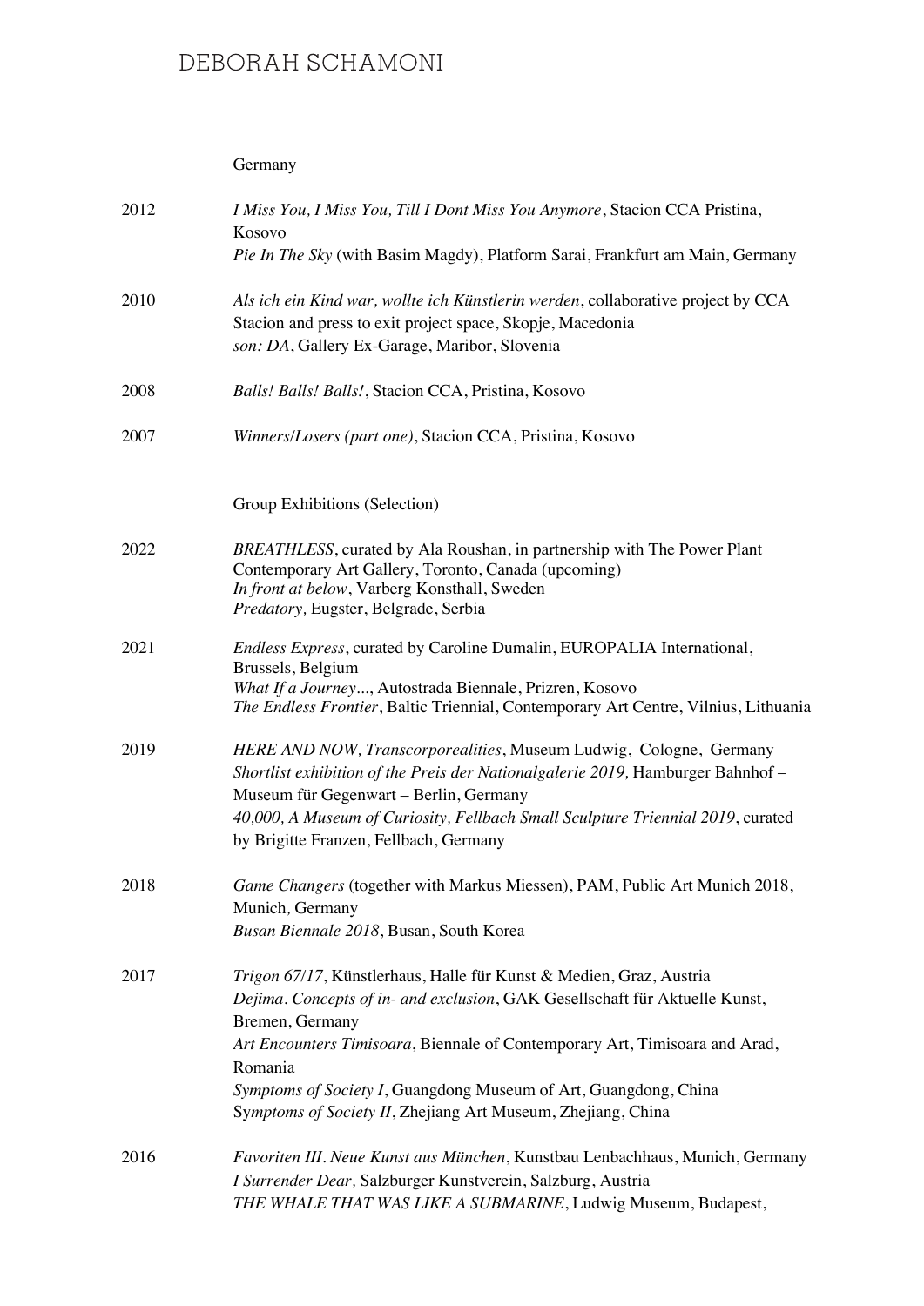Germany

2012 *I Miss You, I Miss You, Till I Dont Miss You Anymore*, Stacion CCA Pristina, Kosovo
*Pie In The Sky* (with Basim Magdy), Platform Sarai, Frankfurt am Main, Germany

2010 *Als ich ein Kind war, wollte ich Künstlerin werden*, collaborative project by CCA Stacion and press to exit project space, Skopje, Macedonia
*son: DA*, Gallery Ex-Garage, Maribor, Slovenia

2008 *Balls! Balls! Balls!*, Stacion CCA, Pristina, Kosovo

2007 *Winners/Losers (part one)*, Stacion CCA, Pristina, Kosovo

## Group Exhibitions (Selection)

2022 *BREATHLESS*, curated by Ala Roushan, in partnership with The Power Plant Contemporary Art Gallery, Toronto, Canada (upcoming)
*In front at below*, Varberg Konsthall, Sweden
*Predatory,* Eugster, Belgrade, Serbia

2021 *Endless Express*, curated by Caroline Dumalin, EUROPALIA International, Brussels, Belgium
*What If a Journey...*, Autostrada Biennale, Prizren, Kosovo
*The Endless Frontier*, Baltic Triennial, Contemporary Art Centre, Vilnius, Lithuania

2019 *HERE AND NOW, Transcorporealities*, Museum Ludwig, Cologne, Germany
*Shortlist exhibition of the Preis der Nationalgalerie 2019,* Hamburger Bahnhof – Museum für Gegenwart – Berlin, Germany
*40,000, A Museum of Curiosity, Fellbach Small Sculpture Triennial 2019*, curated by Brigitte Franzen, Fellbach, Germany

2018 *Game Changers* (together with Markus Miessen), PAM, Public Art Munich 2018, Munich, Germany
*Busan Biennale 2018*, Busan, South Korea

2017 *Trigon 67/17*, Künstlerhaus, Halle für Kunst & Medien, Graz, Austria
*Dejima. Concepts of in- and exclusion*, GAK Gesellschaft für Aktuelle Kunst, Bremen, Germany
*Art Encounters Timisoara*, Biennale of Contemporary Art, Timisoara and Arad, Romania
*Symptoms of Society I*, Guangdong Museum of Art, Guangdong, China
*Symptoms of Society II*, Zhejiang Art Museum, Zhejiang, China

2016 *Favoriten III. Neue Kunst aus München*, Kunstbau Lenbachhaus, Munich, Germany
*I Surrender Dear,* Salzburger Kunstverein, Salzburg, Austria
*THE WHALE THAT WAS LIKE A SUBMARINE*, Ludwig Museum, Budapest,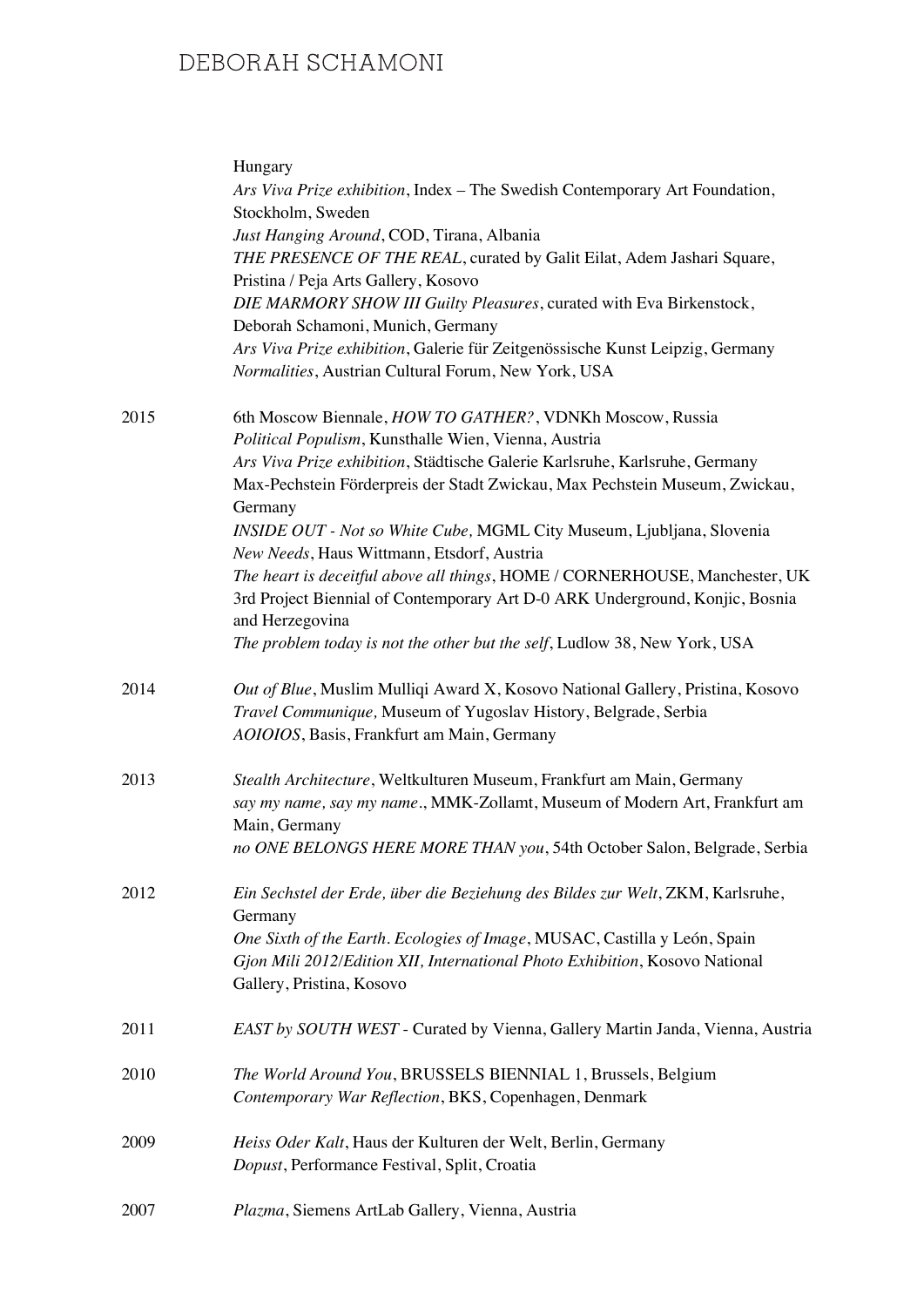Hungary
*Ars Viva Prize exhibition*, Index – The Swedish Contemporary Art Foundation, Stockholm, Sweden
*Just Hanging Around*, COD, Tirana, Albania
*THE PRESENCE OF THE REAL*, curated by Galit Eilat, Adem Jashari Square, Pristina / Peja Arts Gallery, Kosovo
*DIE MARMORY SHOW III Guilty Pleasures*, curated with Eva Birkenstock, Deborah Schamoni, Munich, Germany
*Ars Viva Prize exhibition*, Galerie für Zeitgenössische Kunst Leipzig, Germany
*Normalities*, Austrian Cultural Forum, New York, USA

**2015**
6th Moscow Biennale, *HOW TO GATHER?*, VDNKh Moscow, Russia
*Political Populism*, Kunsthalle Wien, Vienna, Austria
*Ars Viva Prize exhibition*, Städtische Galerie Karlsruhe, Karlsruhe, Germany
Max-Pechstein Förderpreis der Stadt Zwickau, Max Pechstein Museum, Zwickau, Germany
*INSIDE OUT - Not so White Cube,* MGML City Museum, Ljubljana, Slovenia
*New Needs*, Haus Wittmann, Etsdorf, Austria
*The heart is deceitful above all things*, HOME / CORNERHOUSE, Manchester, UK
3rd Project Biennial of Contemporary Art D-0 ARK Underground, Konjic, Bosnia and Herzegovina
*The problem today is not the other but the self*, Ludlow 38, New York, USA

**2014**
*Out of Blue*, Muslim Mulliqi Award X, Kosovo National Gallery, Pristina, Kosovo
*Travel Communique,* Museum of Yugoslav History, Belgrade, Serbia
*AOIOIOS*, Basis, Frankfurt am Main, Germany

**2013**
*Stealth Architecture*, Weltkulturen Museum, Frankfurt am Main, Germany
*say my name, say my name*., MMK-Zollamt, Museum of Modern Art, Frankfurt am Main, Germany
*no ONE BELONGS HERE MORE THAN you*, 54th October Salon, Belgrade, Serbia

**2012**
*Ein Sechstel der Erde, über die Beziehung des Bildes zur Welt*, ZKM, Karlsruhe, Germany
*One Sixth of the Earth. Ecologies of Image*, MUSAC, Castilla y León, Spain
*Gjon Mili 2012/Edition XII, International Photo Exhibition*, Kosovo National Gallery, Pristina, Kosovo

**2011**
*EAST by SOUTH WEST* - Curated by Vienna, Gallery Martin Janda, Vienna, Austria

**2010**
*The World Around You*, BRUSSELS BIENNIAL 1, Brussels, Belgium
*Contemporary War Reflection*, BKS, Copenhagen, Denmark

**2009**
*Heiss Oder Kalt*, Haus der Kulturen der Welt, Berlin, Germany
*Dopust*, Performance Festival, Split, Croatia

**2007**
*Plazma*, Siemens ArtLab Gallery, Vienna, Austria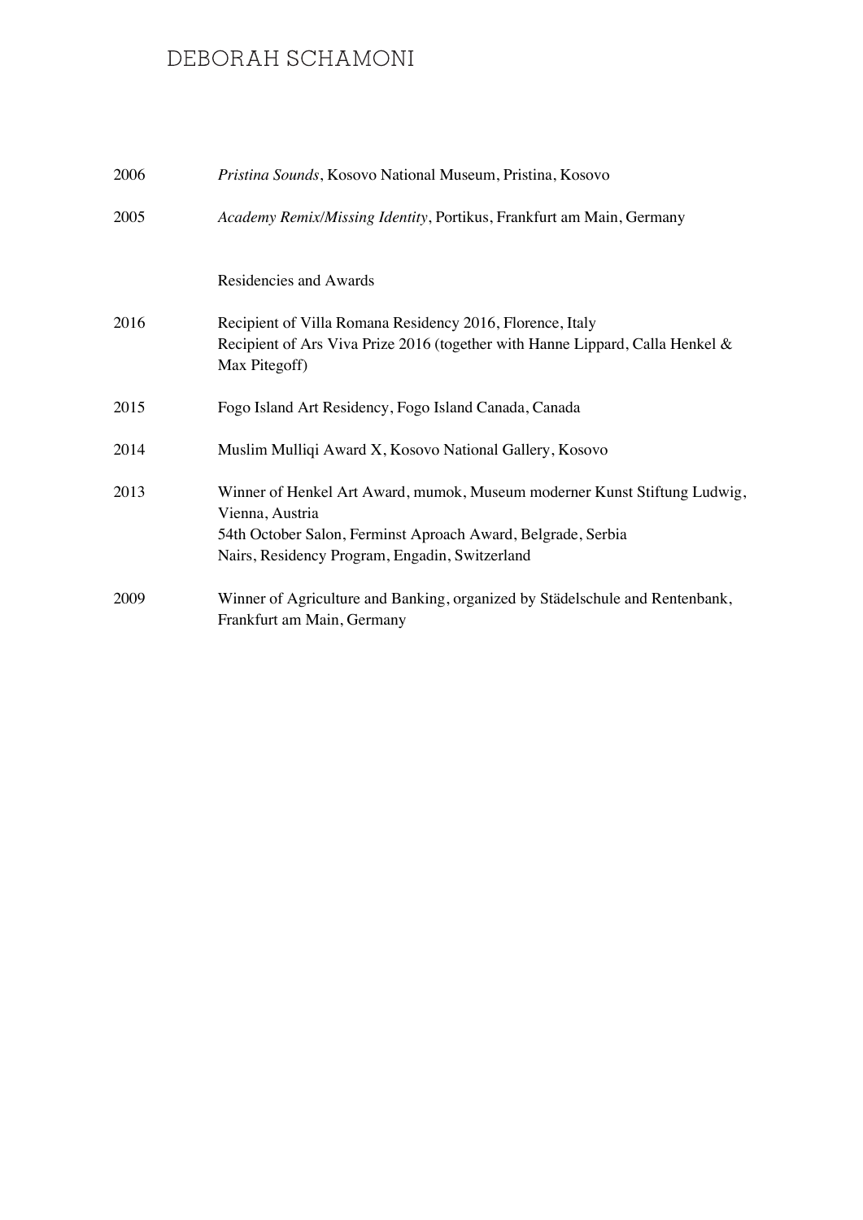2006 *Pristina Sounds*, Kosovo National Museum, Pristina, Kosovo

2005 *Academy Remix/Missing Identity*, Portikus, Frankfurt am Main, Germany

## Residencies and Awards

2016 Recipient of Villa Romana Residency 2016, Florence, Italy
Recipient of Ars Viva Prize 2016 (together with Hanne Lippard, Calla Henkel & Max Pitegoff)

2015 Fogo Island Art Residency, Fogo Island Canada, Canada

2014 Muslim Mulliqi Award X, Kosovo National Gallery, Kosovo

2013 Winner of Henkel Art Award, mumok, Museum moderner Kunst Stiftung Ludwig, Vienna, Austria
54th October Salon, Ferminst Aproach Award, Belgrade, Serbia
Nairs, Residency Program, Engadin, Switzerland

2009 Winner of Agriculture and Banking, organized by Städelschule and Rentenbank, Frankfurt am Main, Germany